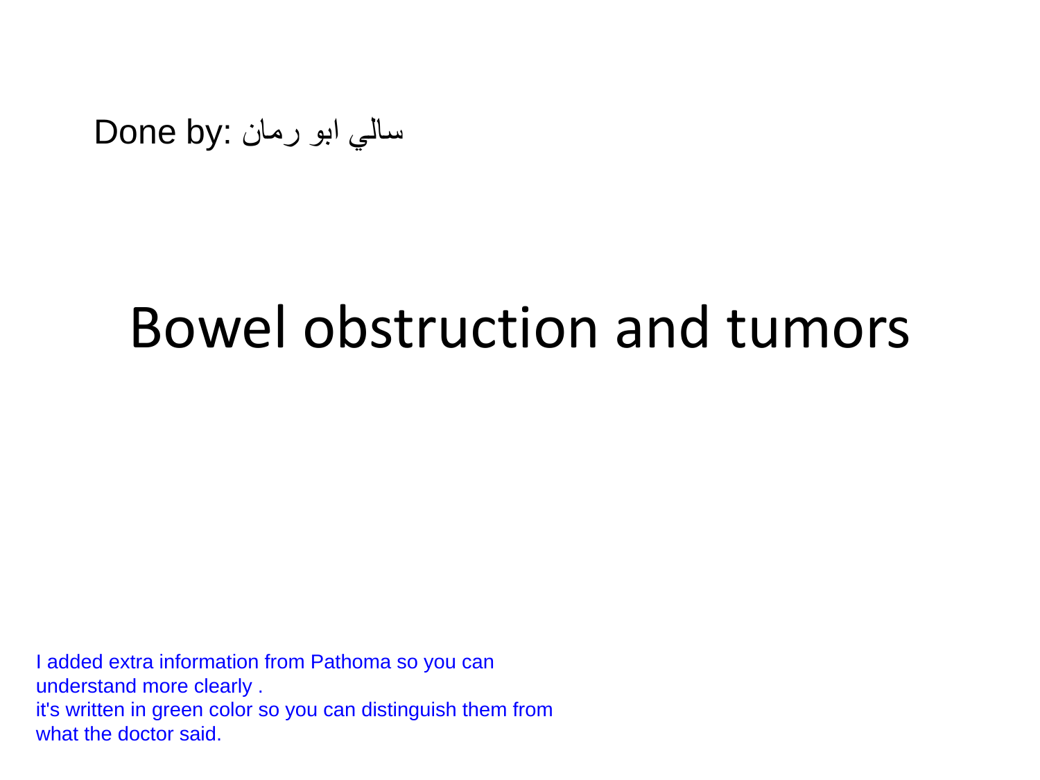Done by: سالي ابو رمان

# Bowel obstruction and tumors

I added extra information from Pathoma so you can understand more clearly .
it's written in green color so you can distinguish them from what the doctor said.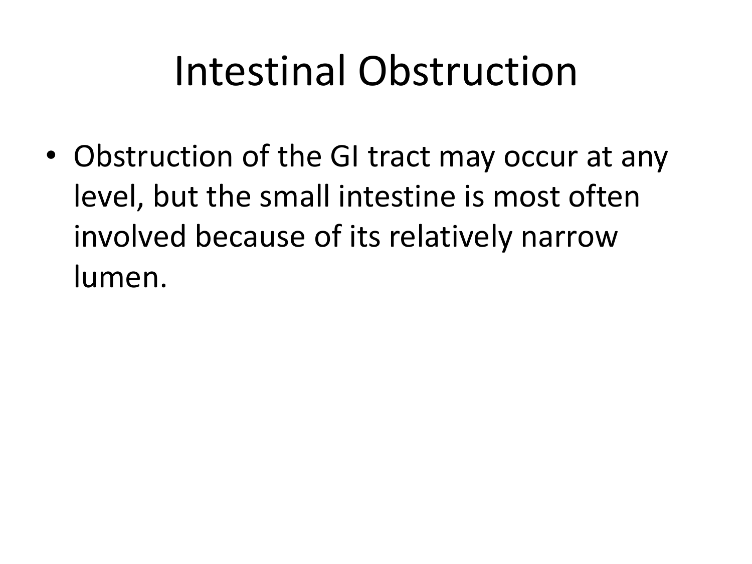# Intestinal Obstruction

- Obstruction of the GI tract may occur at any level, but the small intestine is most often involved because of its relatively narrow lumen.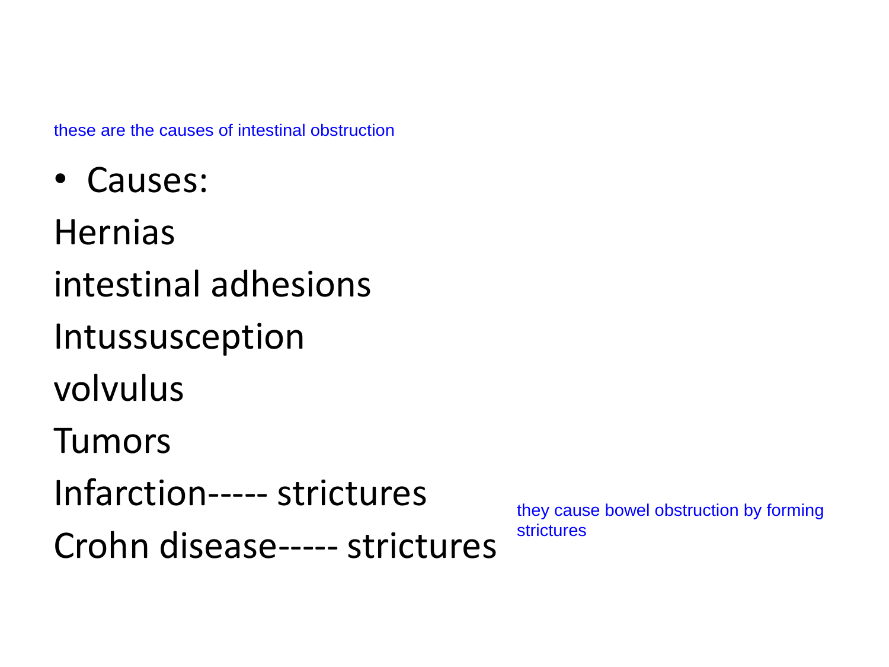these are the causes of intestinal obstruction

- Causes:

Hernias

intestinal adhesions

Intussusception

volvulus

Tumors

Infarction----- strictures

Crohn disease----- strictures

they cause bowel obstruction by forming strictures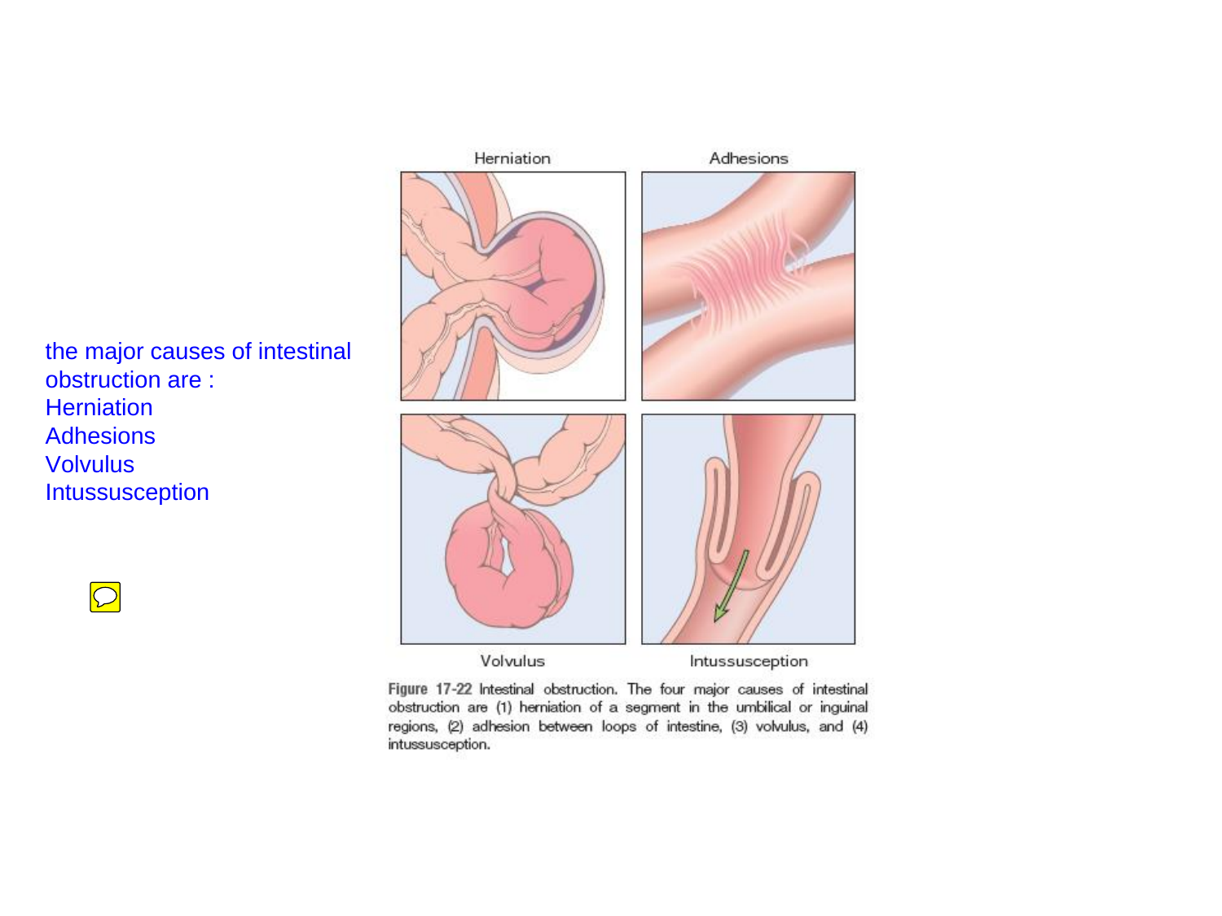the major causes of intestinal obstruction are :

Herniation
Adhesions
Volvulus
Intussusception

Herniation

Adhesions

Volvulus

Intussusception

Figure 17-22 Intestinal obstruction. The four major causes of intestinal obstruction are (1) herniation of a segment in the umbilical or inguinal regions, (2) adhesion between loops of intestine, (3) volvulus, and (4) intussusception.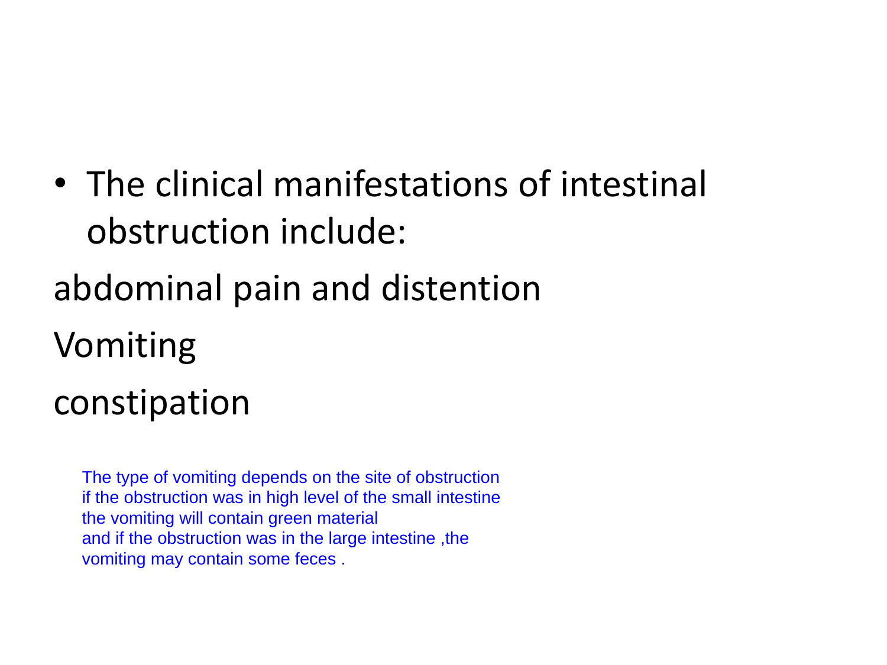- The clinical manifestations of intestinal obstruction include:

abdominal pain and distention

Vomiting

constipation

The type of vomiting depends on the site of obstruction
if the obstruction was in high level of the small intestine
the vomiting will contain green material
and if the obstruction was in the large intestine ,the
vomiting may contain some feces .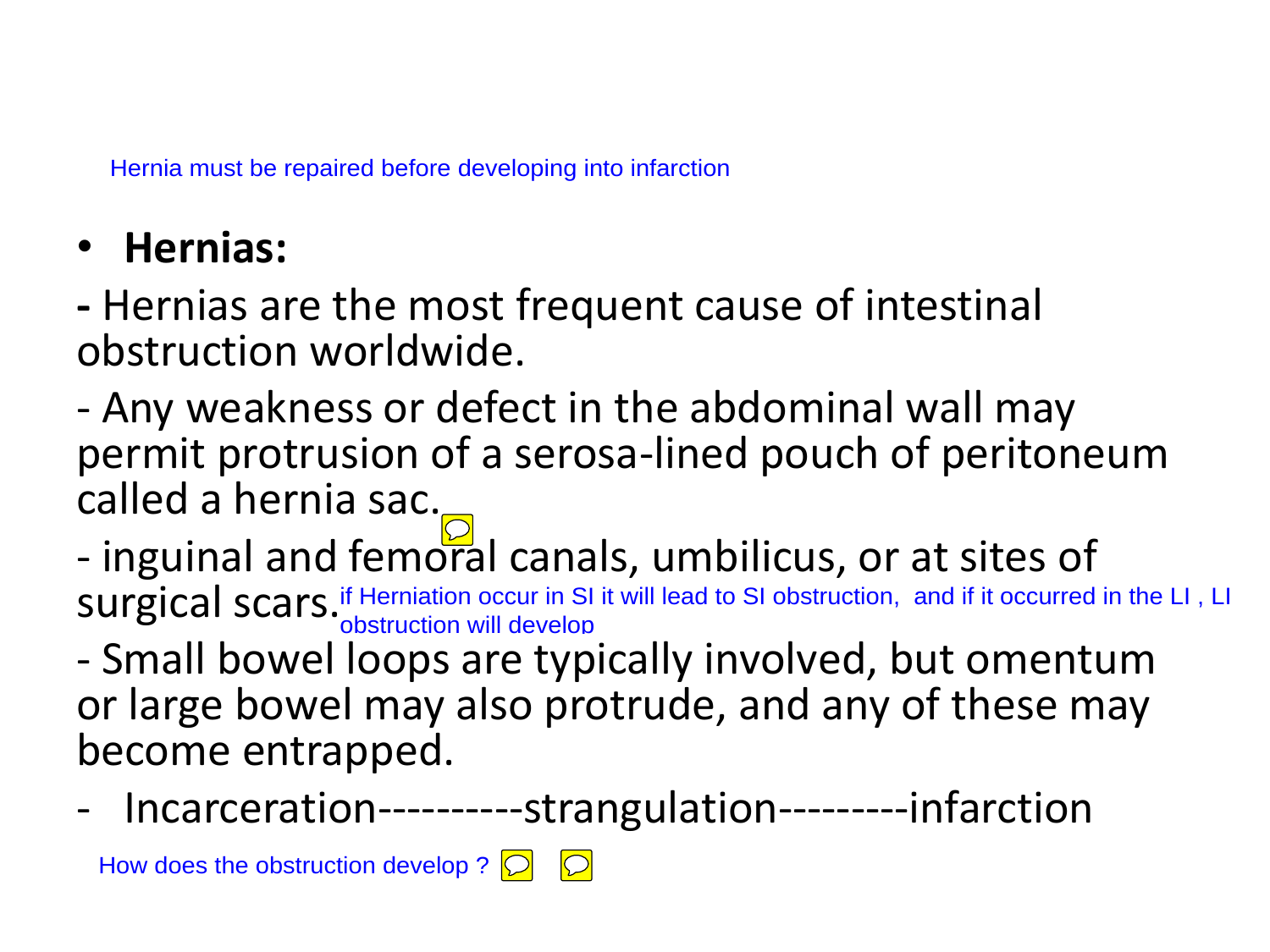Hernia must be repaired before developing into infarction

- **Hernias:**

**-** Hernias are the most frequent cause of intestinal obstruction worldwide.

- Any weakness or defect in the abdominal wall may permit protrusion of a serosa-lined pouch of peritoneum called a hernia sac.

- inguinal and femoral canals, umbilicus, or at sites of surgical scars. if Herniation occur in SI it will lead to SI obstruction, and if it occurred in the LI , LI obstruction will develop

- Small bowel loops are typically involved, but omentum or large bowel may also protrude, and any of these may become entrapped.

- Incarceration----------strangulation---------infarction

How does the obstruction develop ?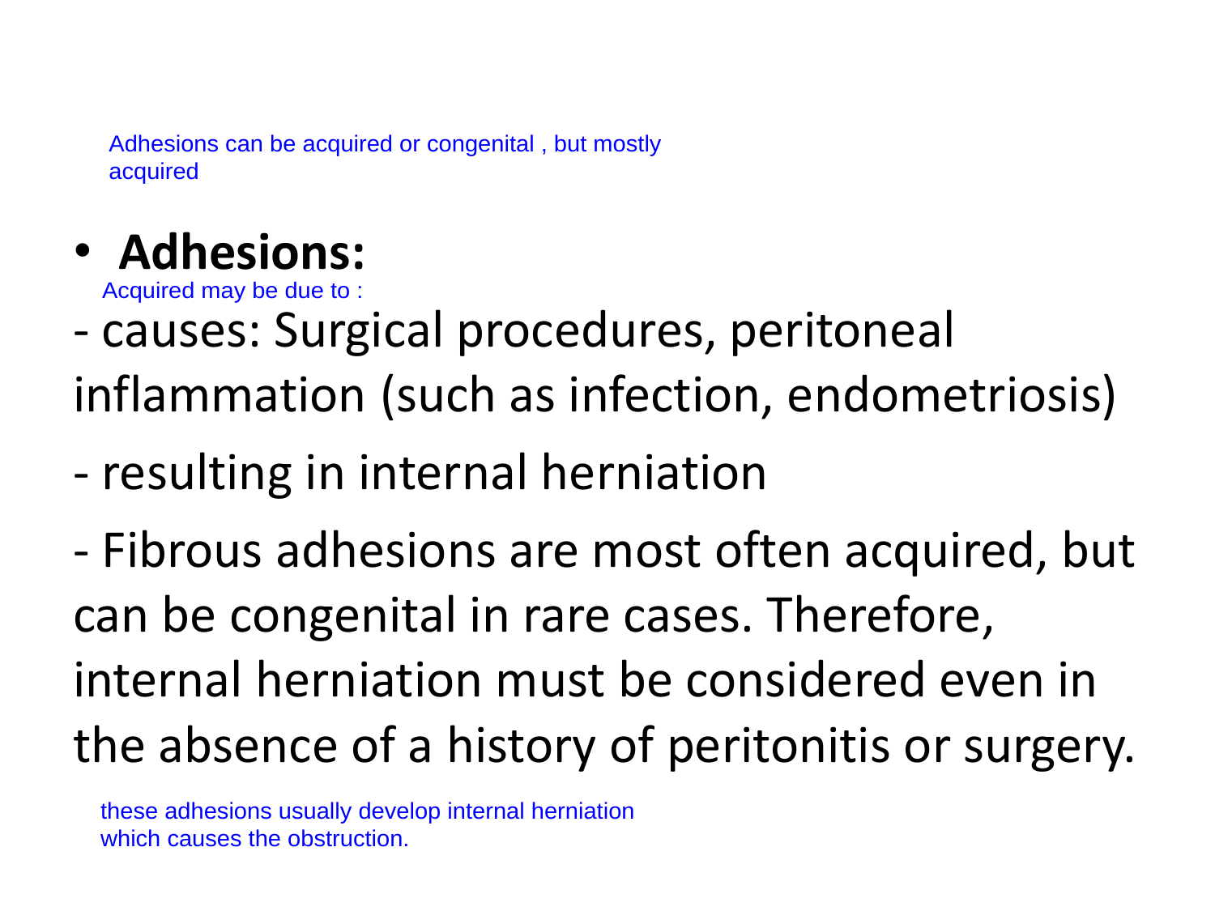Adhesions can be acquired or congenital , but mostly acquired

- **Adhesions:**

Acquired may be due to :

- causes: Surgical procedures, peritoneal inflammation (such as infection, endometriosis)

- resulting in internal herniation

- Fibrous adhesions are most often acquired, but can be congenital in rare cases. Therefore, internal herniation must be considered even in the absence of a history of peritonitis or surgery.

these adhesions usually develop internal herniation which causes the obstruction.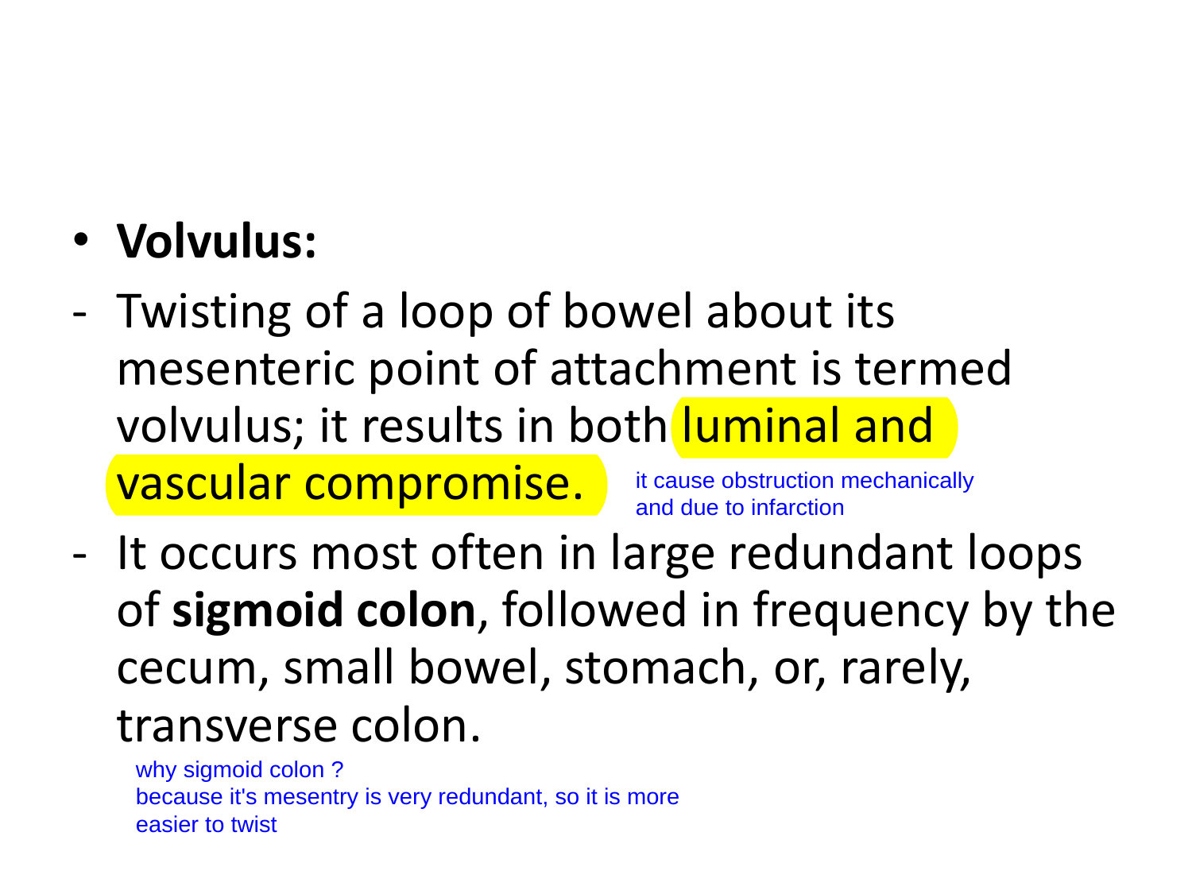- **Volvulus:**

- Twisting of a loop of bowel about its mesenteric point of attachment is termed volvulus; it results in both luminal and vascular compromise.

  it cause obstruction mechanically and due to infarction

- It occurs most often in large redundant loops of **sigmoid colon**, followed in frequency by the cecum, small bowel, stomach, or, rarely, transverse colon.

  why sigmoid colon ?
  because it's mesentry is very redundant, so it is more easier to twist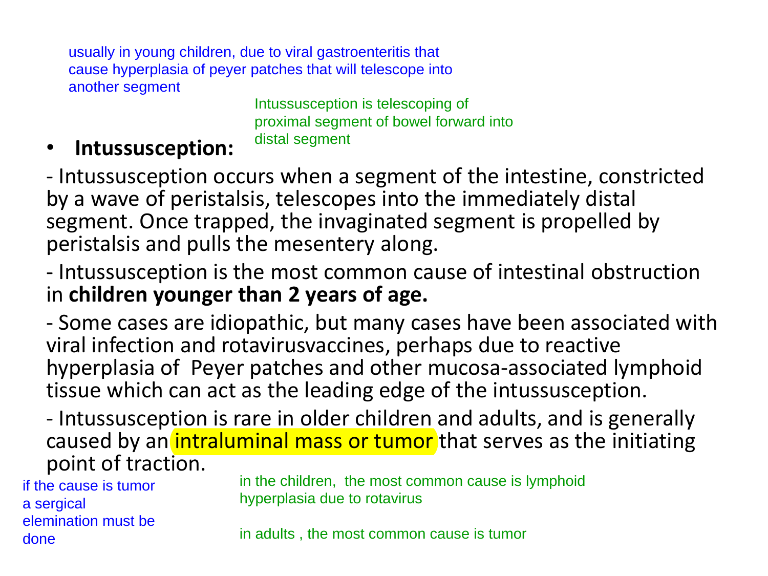usually in young children, due to viral gastroenteritis that cause hyperplasia of peyer patches that will telescope into another segment

Intussusception is telescoping of proximal segment of bowel forward into distal segment

- **Intussusception:**

- Intussusception occurs when a segment of the intestine, constricted by a wave of peristalsis, telescopes into the immediately distal segment. Once trapped, the invaginated segment is propelled by peristalsis and pulls the mesentery along.

- Intussusception is the most common cause of intestinal obstruction in **children younger than 2 years of age.**

- Some cases are idiopathic, but many cases have been associated with viral infection and rotavirusvaccines, perhaps due to reactive hyperplasia of Peyer patches and other mucosa-associated lymphoid tissue which can act as the leading edge of the intussusception.

- Intussusception is rare in older children and adults, and is generally caused by an intraluminal mass or tumor that serves as the initiating point of traction.

if the cause is tumor a sergical elemination must be done

in the children, the most common cause is lymphoid hyperplasia due to rotavirus

in adults , the most common cause is tumor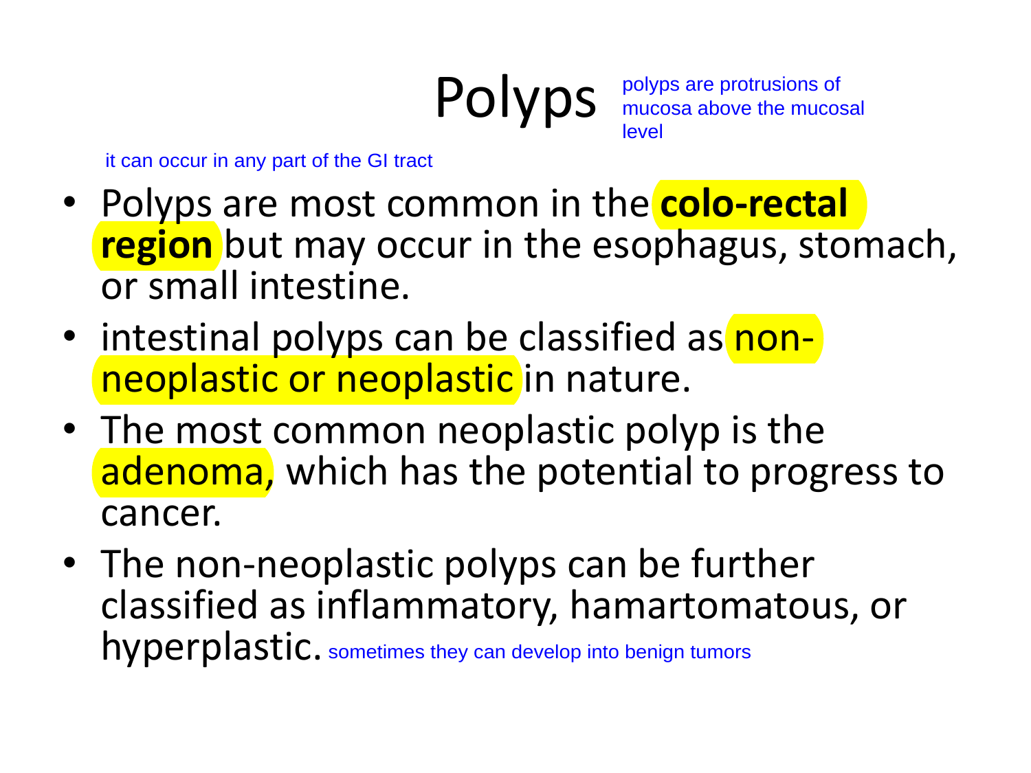# Polyps

polyps are protrusions of mucosa above the mucosal level

it can occur in any part of the GI tract

- Polyps are most common in the **colo-rectal region** but may occur in the esophagus, stomach, or small intestine.
- intestinal polyps can be classified as non-neoplastic or neoplastic in nature.
- The most common neoplastic polyp is the adenoma, which has the potential to progress to cancer.
- The non-neoplastic polyps can be further classified as inflammatory, hamartomatous, or hyperplastic. sometimes they can develop into benign tumors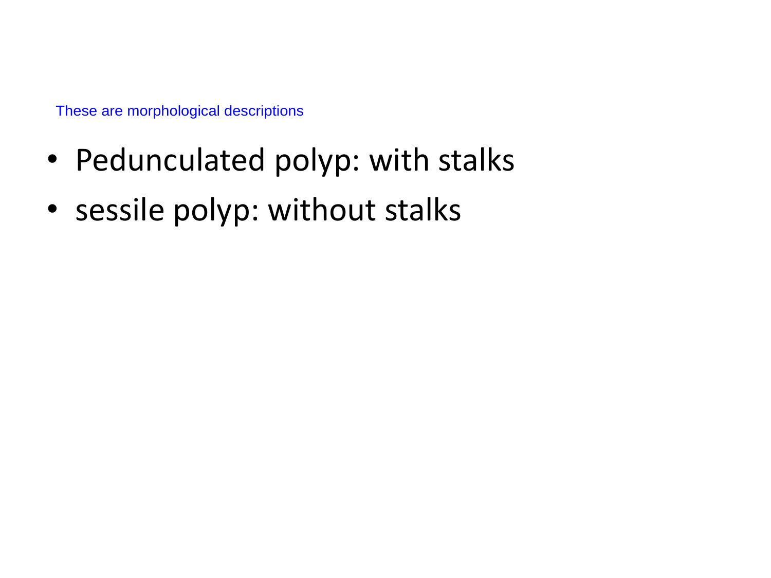These are morphological descriptions

- Pedunculated polyp: with stalks
- sessile polyp: without stalks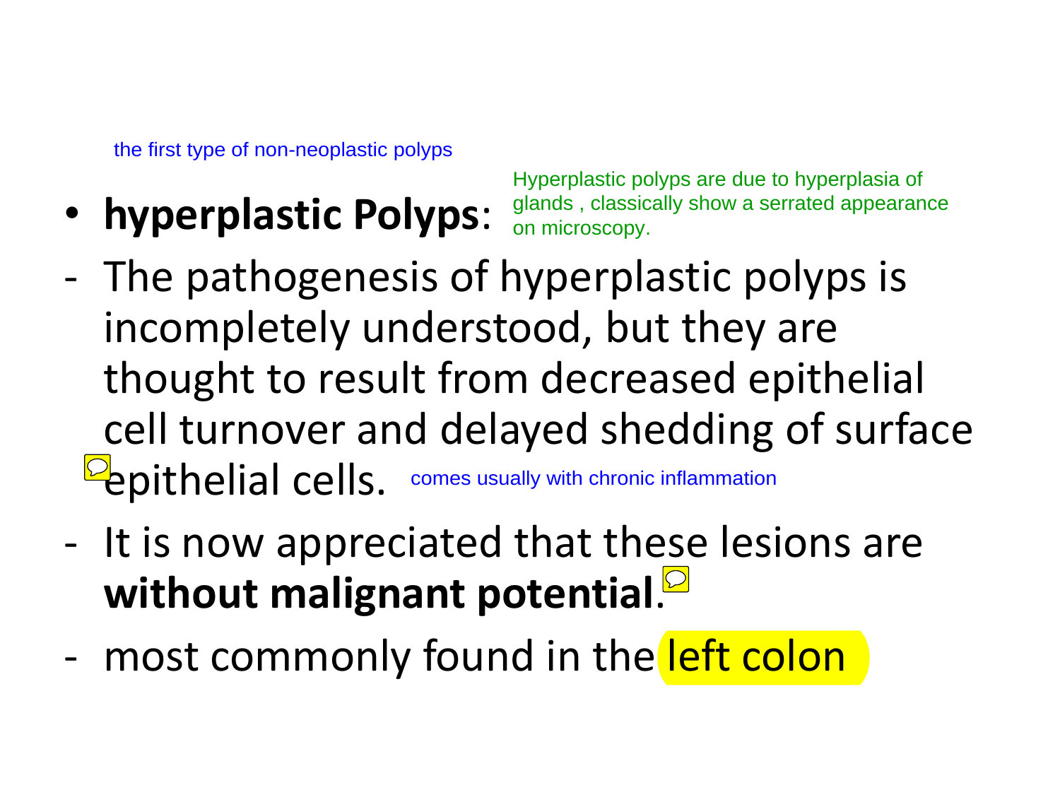the first type of non-neoplastic polyps

- **hyperplastic Polyps**:

Hyperplastic polyps are due to hyperplasia of glands , classically show a serrated appearance on microscopy.

- The pathogenesis of hyperplastic polyps is incompletely understood, but they are thought to result from decreased epithelial cell turnover and delayed shedding of surface epithelial cells.

comes usually with chronic inflammation

- It is now appreciated that these lesions are **without malignant potential**.
- most commonly found in the left colon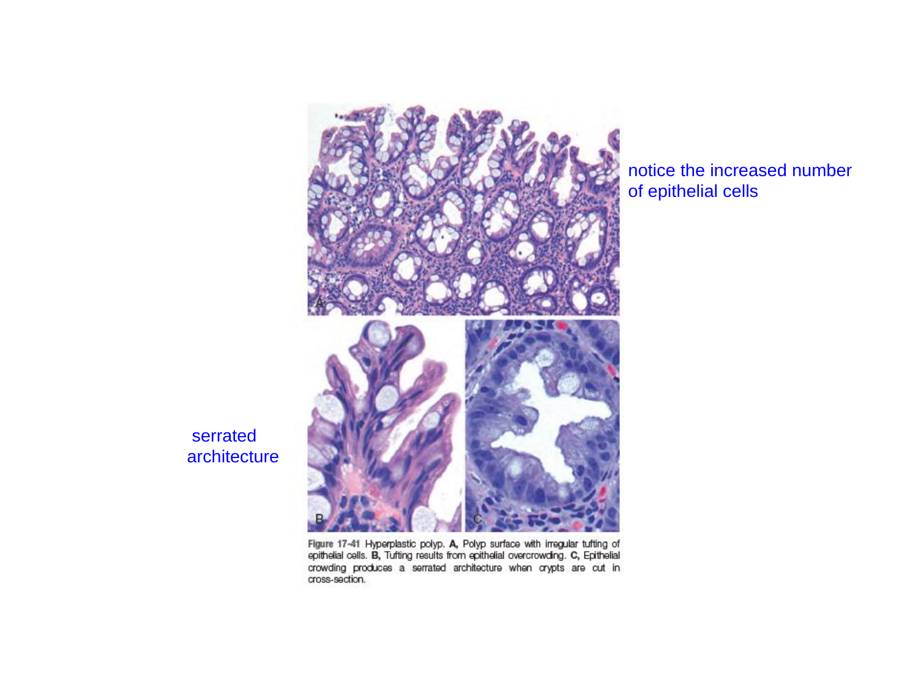notice the increased number of epithelial cells

serrated architecture

**Figure 17-41** Hyperplastic polyp. **A,** Polyp surface with irregular tufting of epithelial cells. **B,** Tufting results from epithelial overcrowding. **C,** Epithelial crowding produces a serrated architecture when crypts are cut in cross-section.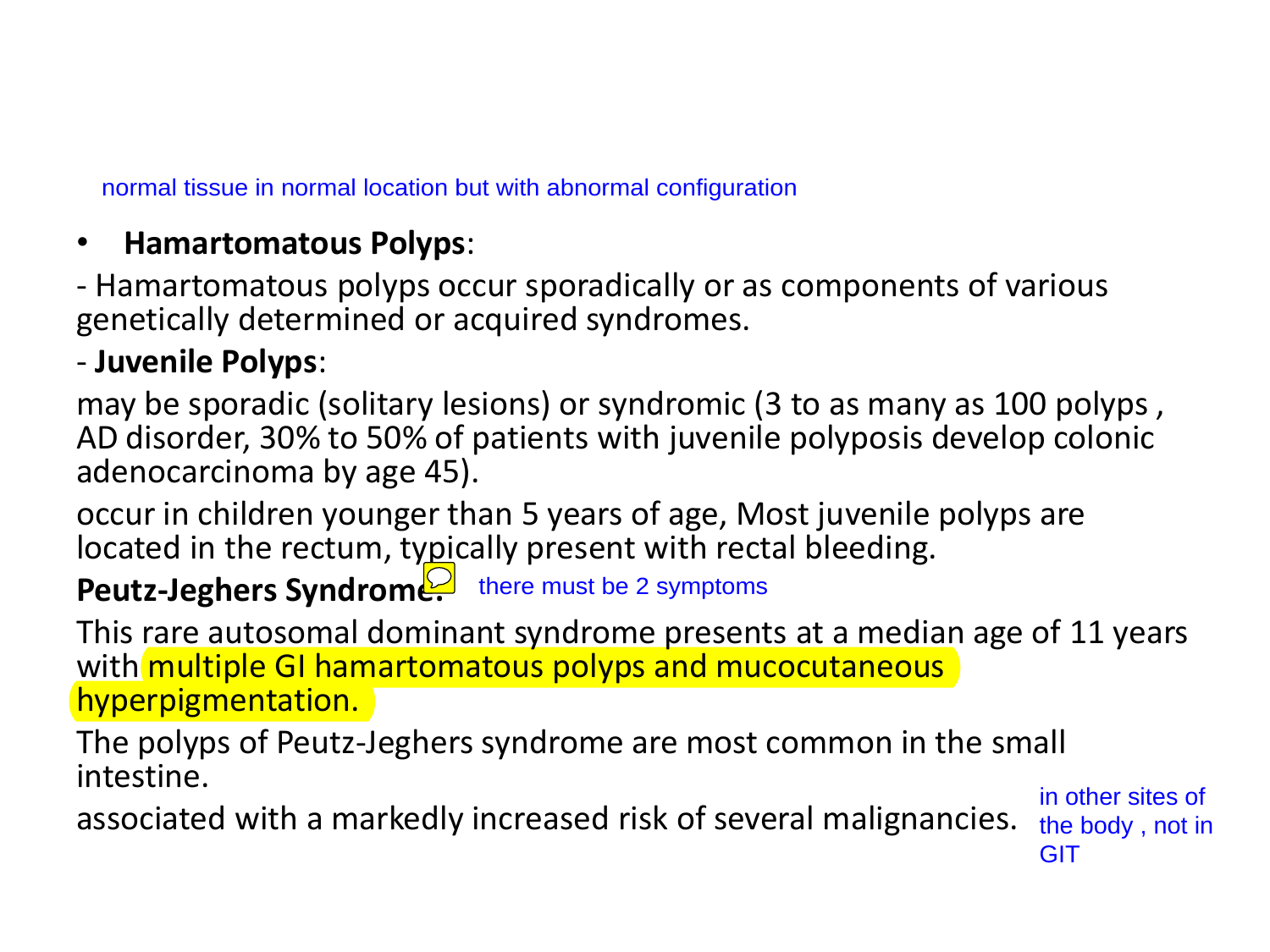normal tissue in normal location but with abnormal configuration

- **Hamartomatous Polyps**:

- Hamartomatous polyps occur sporadically or as components of various genetically determined or acquired syndromes.

- **Juvenile Polyps**:

may be sporadic (solitary lesions) or syndromic (3 to as many as 100 polyps , AD disorder, 30% to 50% of patients with juvenile polyposis develop colonic adenocarcinoma by age 45).

occur in children younger than 5 years of age, Most juvenile polyps are located in the rectum, typically present with rectal bleeding.

**Peutz-Jeghers Syndrome:** there must be 2 symptoms

This rare autosomal dominant syndrome presents at a median age of 11 years with multiple GI hamartomatous polyps and mucocutaneous hyperpigmentation.

The polyps of Peutz-Jeghers syndrome are most common in the small intestine.

associated with a markedly increased risk of several malignancies. in other sites of the body , not in GIT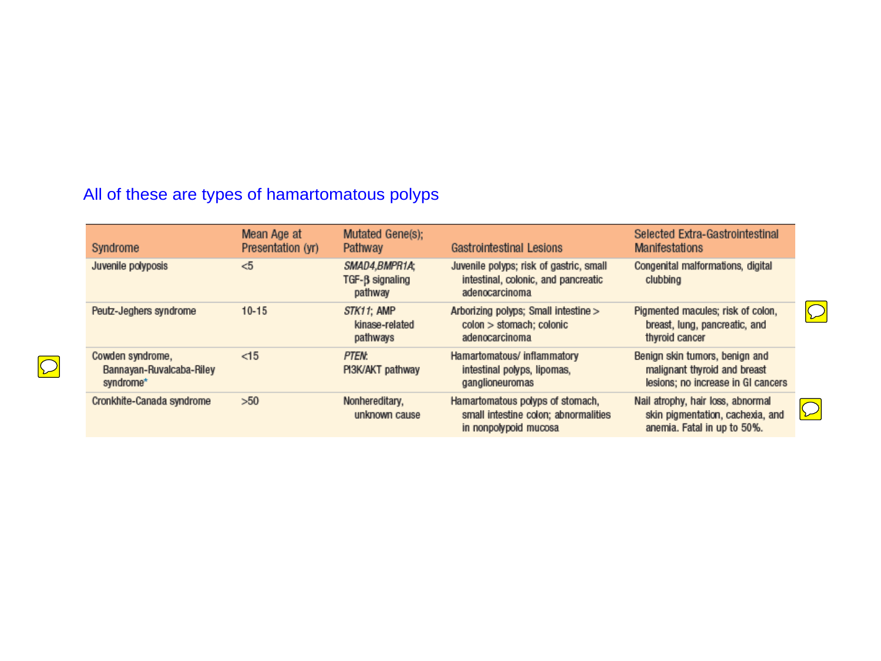All of these are types of hamartomatous polyps

| Syndrome | Mean Age at Presentation (yr) | Mutated Gene(s); Pathway | Gastrointestinal Lesions | Selected Extra-Gastrointestinal Manifestations |
| --- | --- | --- | --- | --- |
| Juvenile polyposis | <5 | *SMAD4,BMPR1A*; TGF-β signaling pathway | Juvenile polyps; risk of gastric, small intestinal, colonic, and pancreatic adenocarcinoma | Congenital malformations, digital clubbing |
| Peutz-Jeghers syndrome | 10-15 | *STK11*; AMP kinase-related pathways | Arborizing polyps; Small intestine > colon > stomach; colonic adenocarcinoma | Pigmented macules; risk of colon, breast, lung, pancreatic, and thyroid cancer |
| Cowden syndrome, Bannayan-Ruvalcaba-Riley syndrome* | <15 | *PTEN*: PI3K/AKT pathway | Hamartomatous/ inflammatory intestinal polyps, lipomas, ganglioneuromas | Benign skin tumors, benign and malignant thyroid and breast lesions; no increase in GI cancers |
| Cronkhite-Canada syndrome | >50 | Nonhereditary, unknown cause | Hamartomatous polyps of stomach, small intestine colon; abnormalities in nonpolypoid mucosa | Nail atrophy, hair loss, abnormal skin pigmentation, cachexia, and anemia. Fatal in up to 50%. |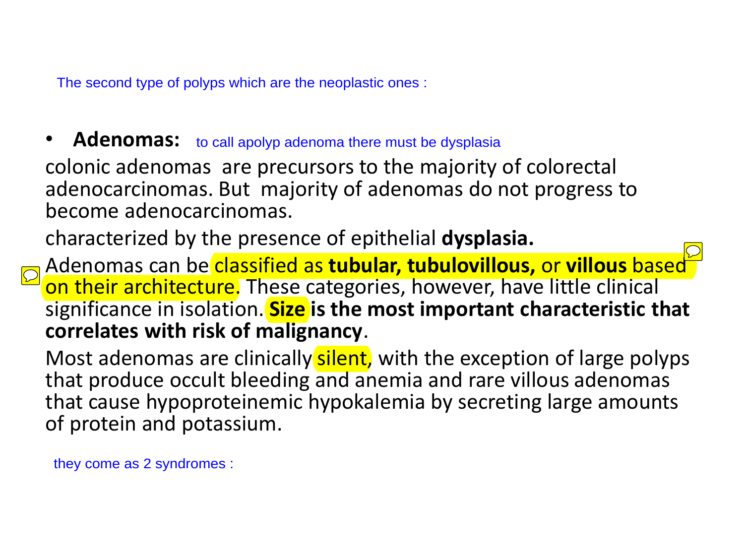The second type of polyps which are the neoplastic ones :

- **Adenomas:** to call apolyp adenoma there must be dysplasia

colonic adenomas are precursors to the majority of colorectal adenocarcinomas. But majority of adenomas do not progress to become adenocarcinomas.

characterized by the presence of epithelial **dysplasia.**

Adenomas can be classified as **tubular, tubulovillous,** or **villous** based on their architecture. These categories, however, have little clinical significance in isolation. **Size is the most important characteristic that correlates with risk of malignancy**.

Most adenomas are clinically silent, with the exception of large polyps that produce occult bleeding and anemia and rare villous adenomas that cause hypoproteinemic hypokalemia by secreting large amounts of protein and potassium.

they come as 2 syndromes :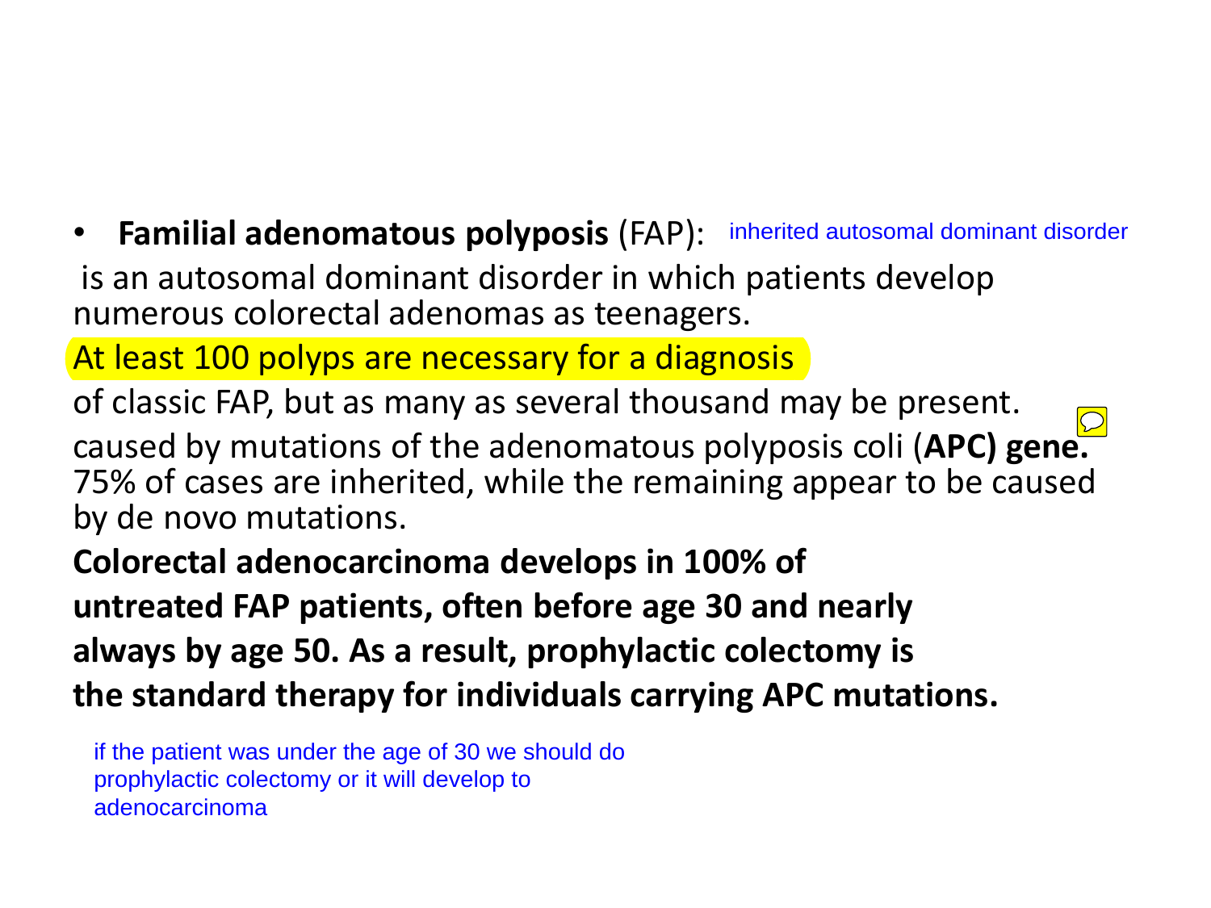- **Familial adenomatous polyposis** (FAP): inherited autosomal dominant disorder

is an autosomal dominant disorder in which patients develop numerous colorectal adenomas as teenagers.

At least 100 polyps are necessary for a diagnosis of classic FAP, but as many as several thousand may be present.

caused by mutations of the adenomatous polyposis coli (**APC) gene.** 75% of cases are inherited, while the remaining appear to be caused by de novo mutations.

**Colorectal adenocarcinoma develops in 100% of untreated FAP patients, often before age 30 and nearly always by age 50. As a result, prophylactic colectomy is the standard therapy for individuals carrying APC mutations.**

if the patient was under the age of 30 we should do prophylactic colectomy or it will develop to adenocarcinoma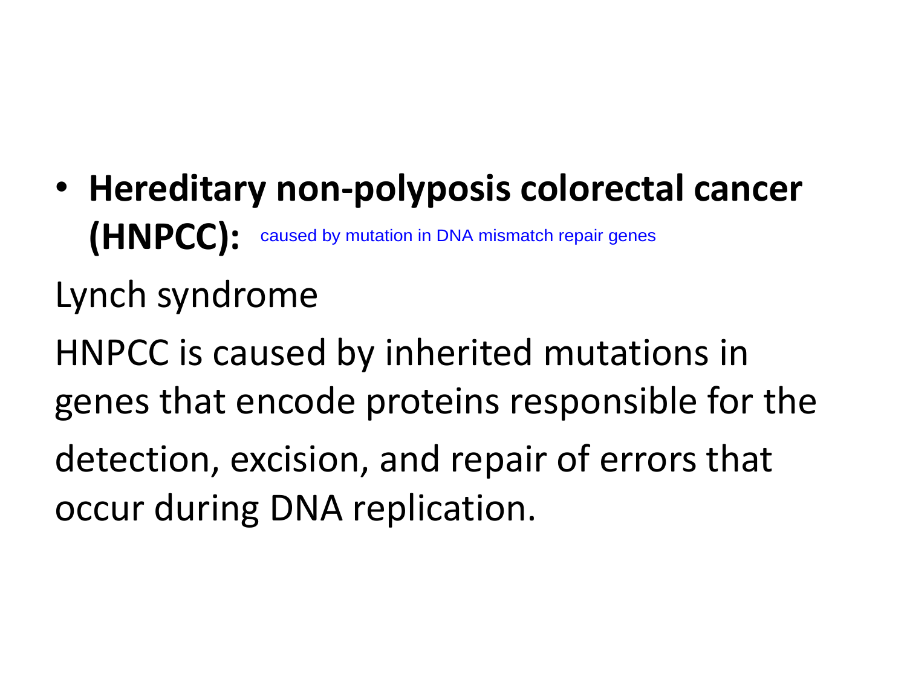- **Hereditary non-polyposis colorectal cancer (HNPCC):** caused by mutation in DNA mismatch repair genes

Lynch syndrome

HNPCC is caused by inherited mutations in genes that encode proteins responsible for the detection, excision, and repair of errors that occur during DNA replication.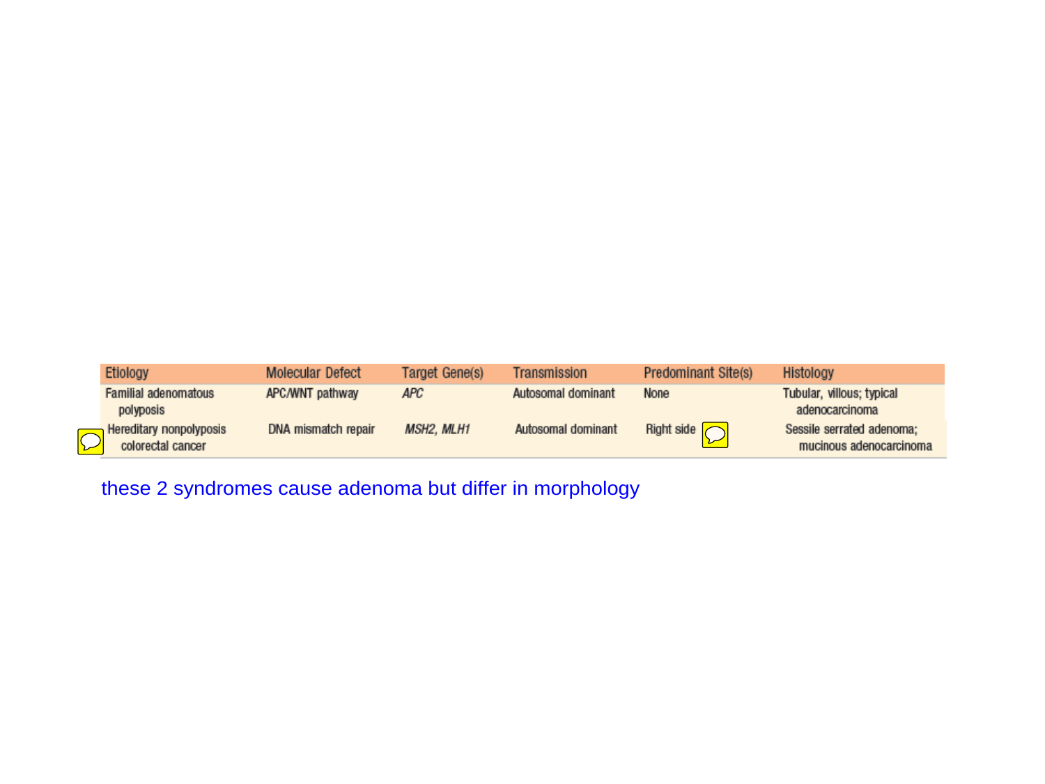| Etiology | Molecular Defect | Target Gene(s) | Transmission | Predominant Site(s) | Histology |
|---|---|---|---|---|---|
| Familial adenomatous polyposis | APC/WNT pathway | *APC* | Autosomal dominant | None | Tubular, villous; typical adenocarcinoma |
| Hereditary nonpolyposis colorectal cancer | DNA mismatch repair | *MSH2, MLH1* | Autosomal dominant | Right side | Sessile serrated adenoma; mucinous adenocarcinoma |

these 2 syndromes cause adenoma but differ in morphology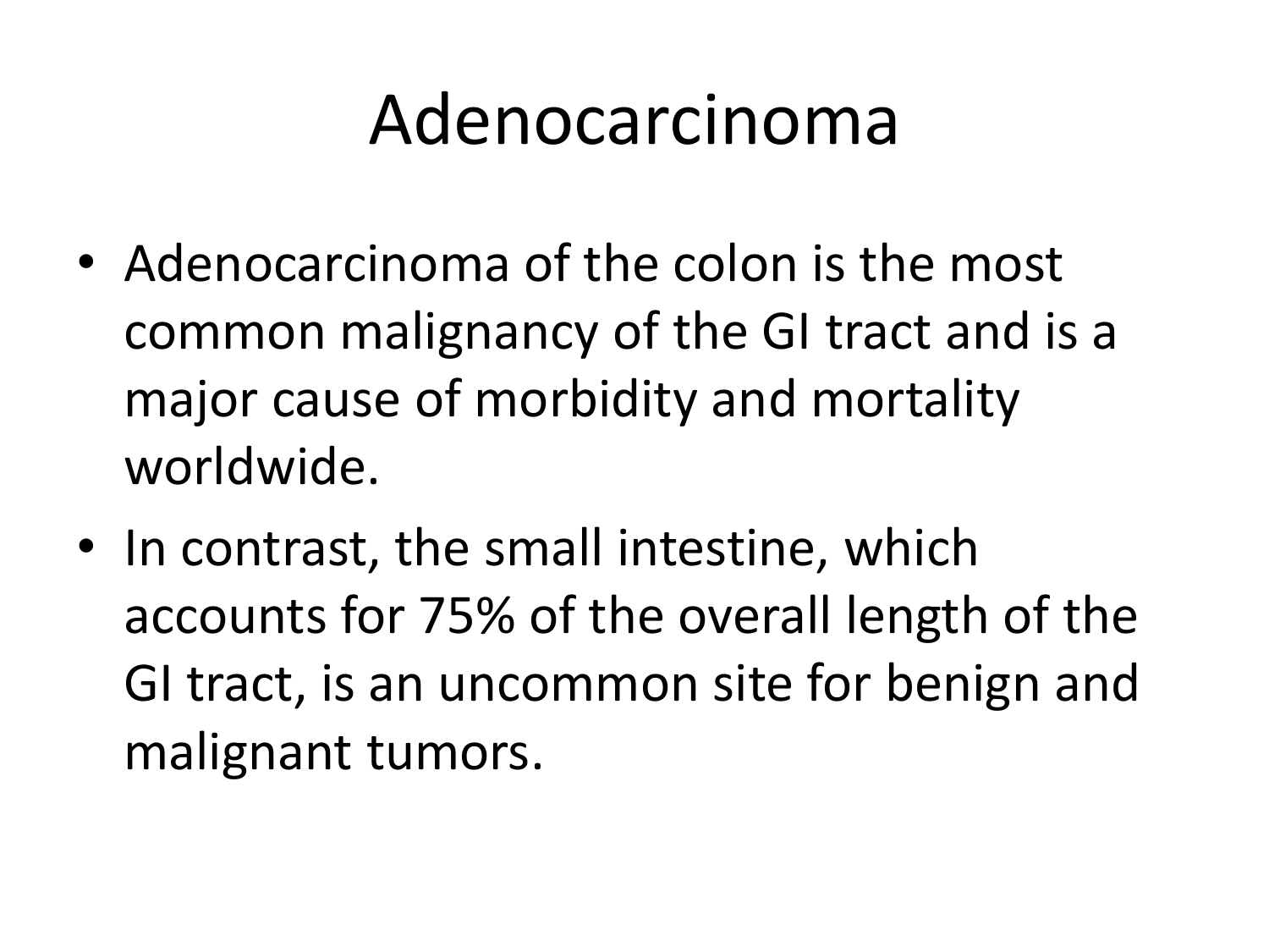# Adenocarcinoma

- Adenocarcinoma of the colon is the most common malignancy of the GI tract and is a major cause of morbidity and mortality worldwide.
- In contrast, the small intestine, which accounts for 75% of the overall length of the GI tract, is an uncommon site for benign and malignant tumors.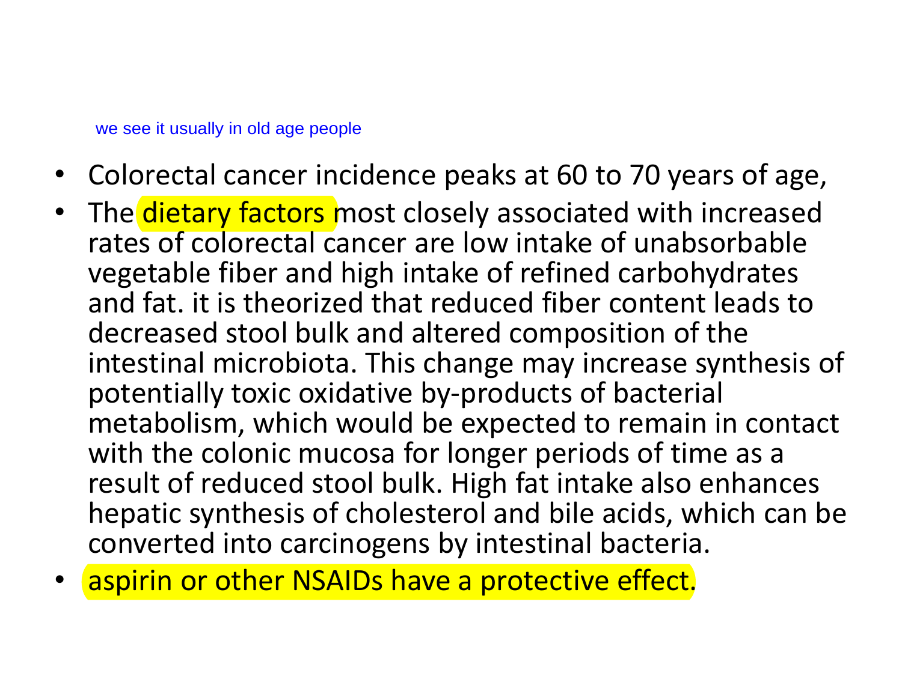we see it usually in old age people

- Colorectal cancer incidence peaks at 60 to 70 years of age,
- The dietary factors most closely associated with increased rates of colorectal cancer are low intake of unabsorbable vegetable fiber and high intake of refined carbohydrates and fat. it is theorized that reduced fiber content leads to decreased stool bulk and altered composition of the intestinal microbiota. This change may increase synthesis of potentially toxic oxidative by-products of bacterial metabolism, which would be expected to remain in contact with the colonic mucosa for longer periods of time as a result of reduced stool bulk. High fat intake also enhances hepatic synthesis of cholesterol and bile acids, which can be converted into carcinogens by intestinal bacteria.
- aspirin or other NSAIDs have a protective effect.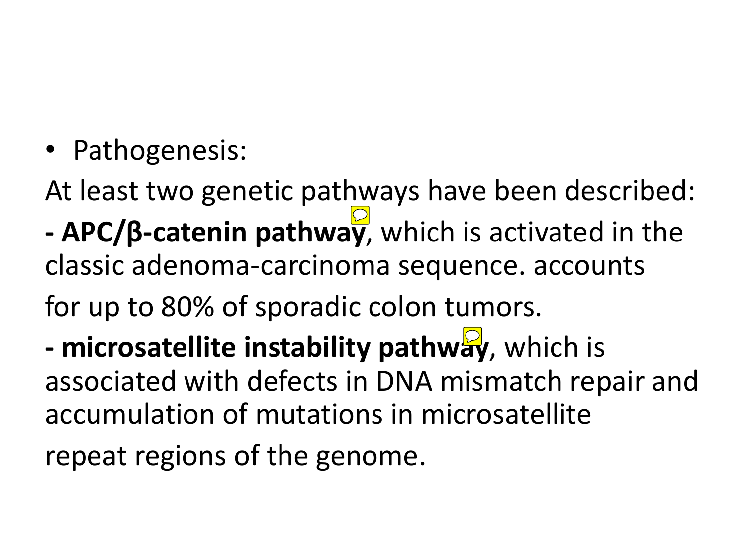- Pathogenesis:

At least two genetic pathways have been described:

**- APC/β-catenin pathway**, which is activated in the classic adenoma-carcinoma sequence. accounts for up to 80% of sporadic colon tumors.

**- microsatellite instability pathway**, which is associated with defects in DNA mismatch repair and accumulation of mutations in microsatellite repeat regions of the genome.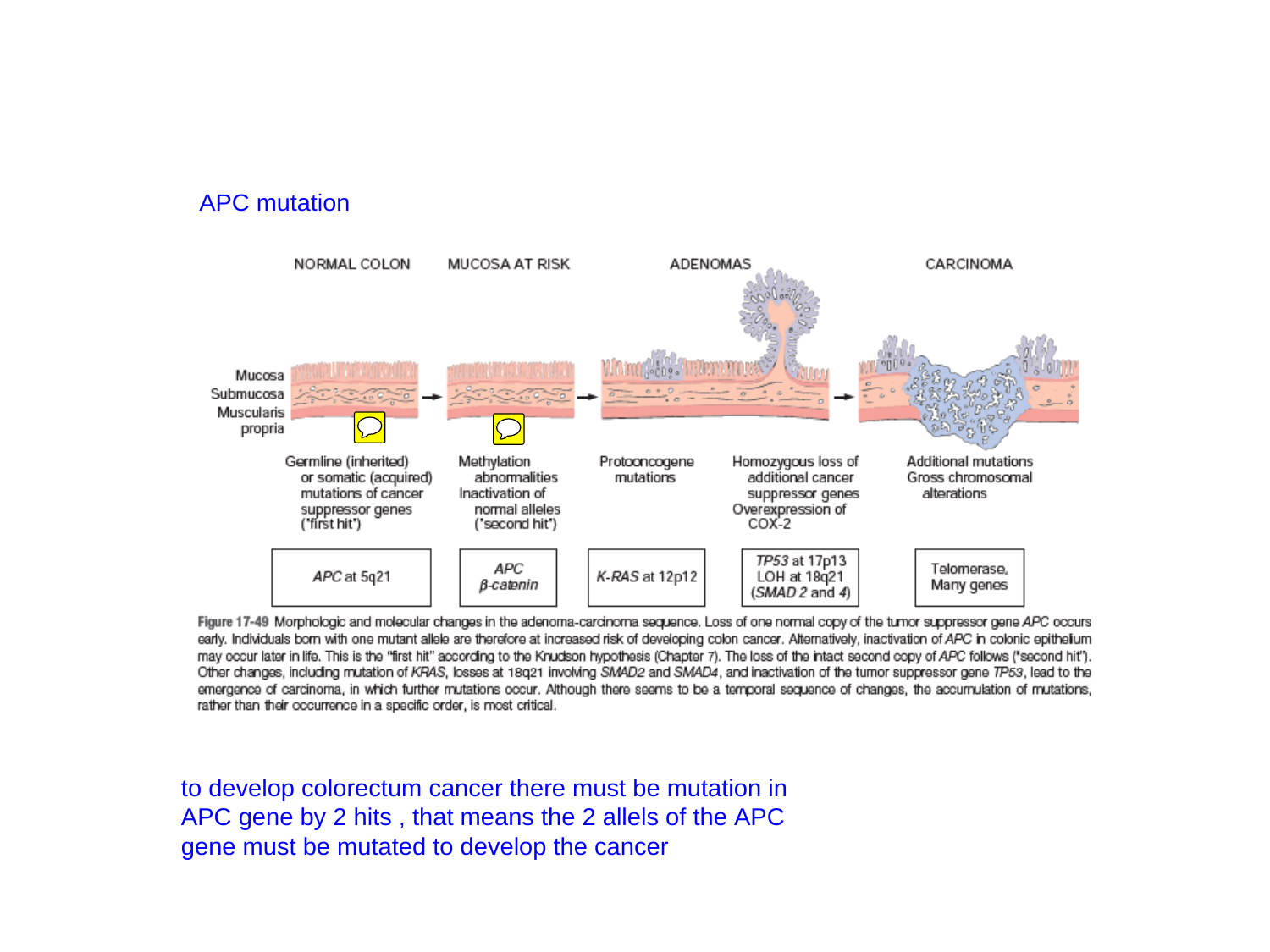# APC mutation

NORMAL COLON

MUCOSA AT RISK

ADENOMAS

CARCINOMA

Mucosa

Submucosa

Muscularis propria

Germline (inherited) or somatic (acquired) mutations of cancer suppressor genes ("first hit")

Methylation abnormalities
Inactivation of normal alleles ("second hit")

Protooncogene mutations

Homozygous loss of additional cancer suppressor genes
Overexpression of COX-2

Additional mutations
Gross chromosomal alterations

*APC* at 5q21

*APC*
*β-catenin*

*K-RAS* at 12p12

*TP53* at 17p13
LOH at 18q21
(*SMAD 2* and *4*)

Telomerase,
Many genes

**Figure 17-49** Morphologic and molecular changes in the adenoma-carcinoma sequence. Loss of one normal copy of the tumor suppressor gene *APC* occurs early. Individuals born with one mutant allele are therefore at increased risk of developing colon cancer. Alternatively, inactivation of *APC* in colonic epithelium may occur later in life. This is the "first hit" according to the Knudson hypothesis (Chapter 7). The loss of the intact second copy of *APC* follows ("second hit"). Other changes, including mutation of *KRAS*, losses at 18q21 involving *SMAD2* and *SMAD4*, and inactivation of the tumor suppressor gene *TP53*, lead to the emergence of carcinoma, in which further mutations occur. Although there seems to be a temporal sequence of changes, the accumulation of mutations, rather than their occurrence in a specific order, is most critical.

to develop colorectum cancer there must be mutation in APC gene by 2 hits , that means the 2 allels of the APC gene must be mutated to develop the cancer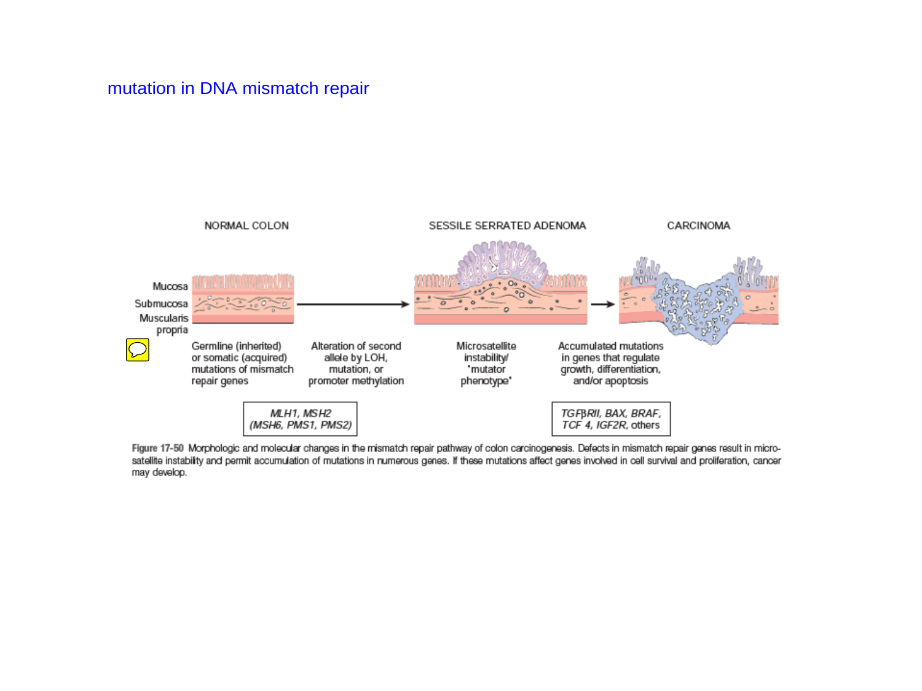mutation in DNA mismatch repair

NORMAL COLON

SESSILE SERRATED ADENOMA

CARCINOMA

Mucosa

Submucosa

Muscularis propria

Germline (inherited) or somatic (acquired) mutations of mismatch repair genes

Alteration of second allele by LOH, mutation, or promoter methylation

Microsatellite instability/ "mutator phenotype"

Accumulated mutations in genes that regulate growth, differentiation, and/or apoptosis

*MLH1, MSH2 (MSH6, PMS1, PMS2)*

*TGFβRII, BAX, BRAF, TCF 4, IGF2R*, others

**Figure 17-50** Morphologic and molecular changes in the mismatch repair pathway of colon carcinogenesis. Defects in mismatch repair genes result in microsatellite instability and permit accumulation of mutations in numerous genes. If these mutations affect genes involved in cell survival and proliferation, cancer may develop.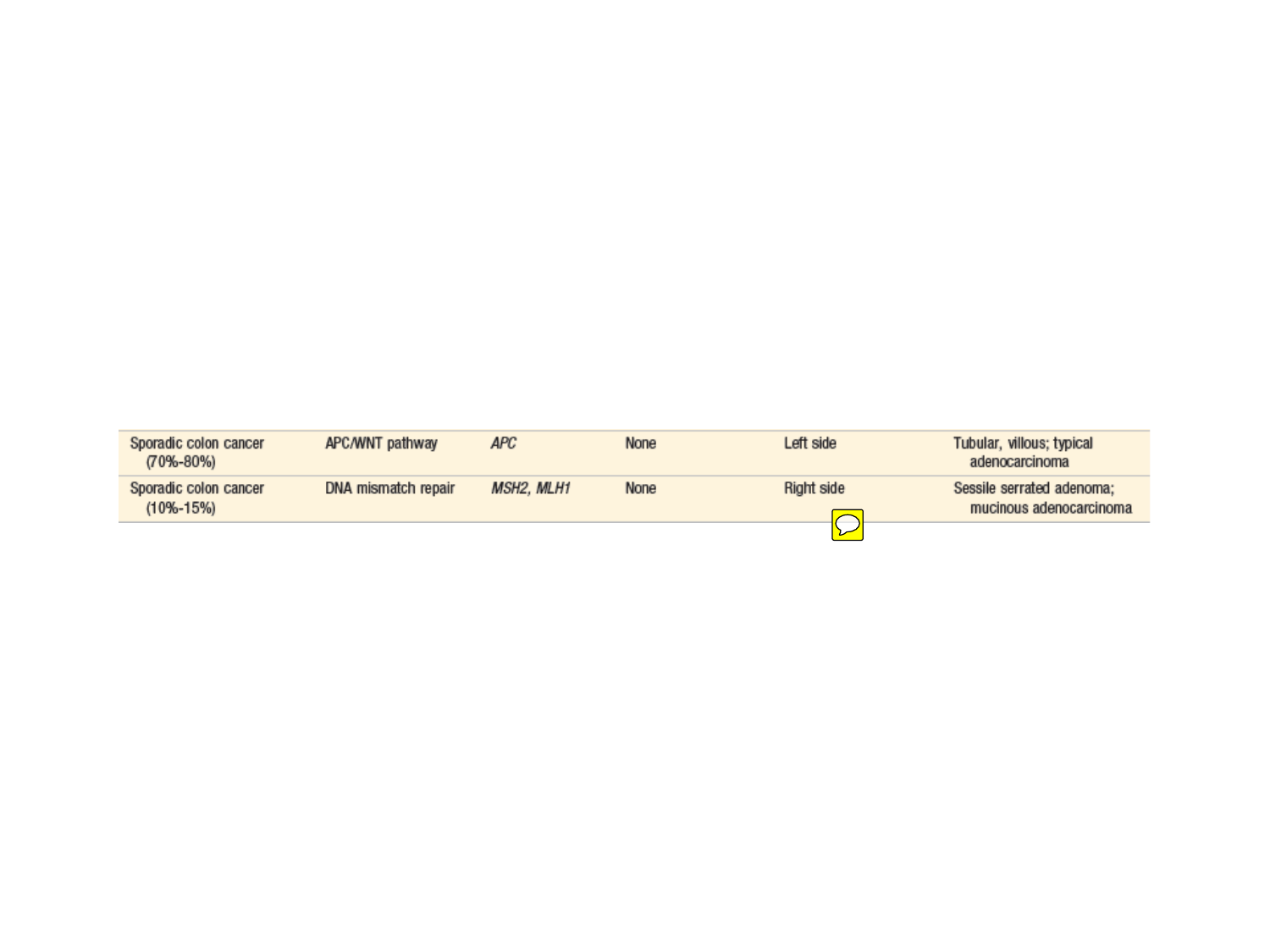| | | | | | |
|---|---|---|---|---|---|
| Sporadic colon cancer (70%-80%) | APC/WNT pathway | *APC* | None | Left side | Tubular, villous; typical adenocarcinoma |
| Sporadic colon cancer (10%-15%) | DNA mismatch repair | *MSH2, MLH1* | None | Right side | Sessile serrated adenoma; mucinous adenocarcinoma |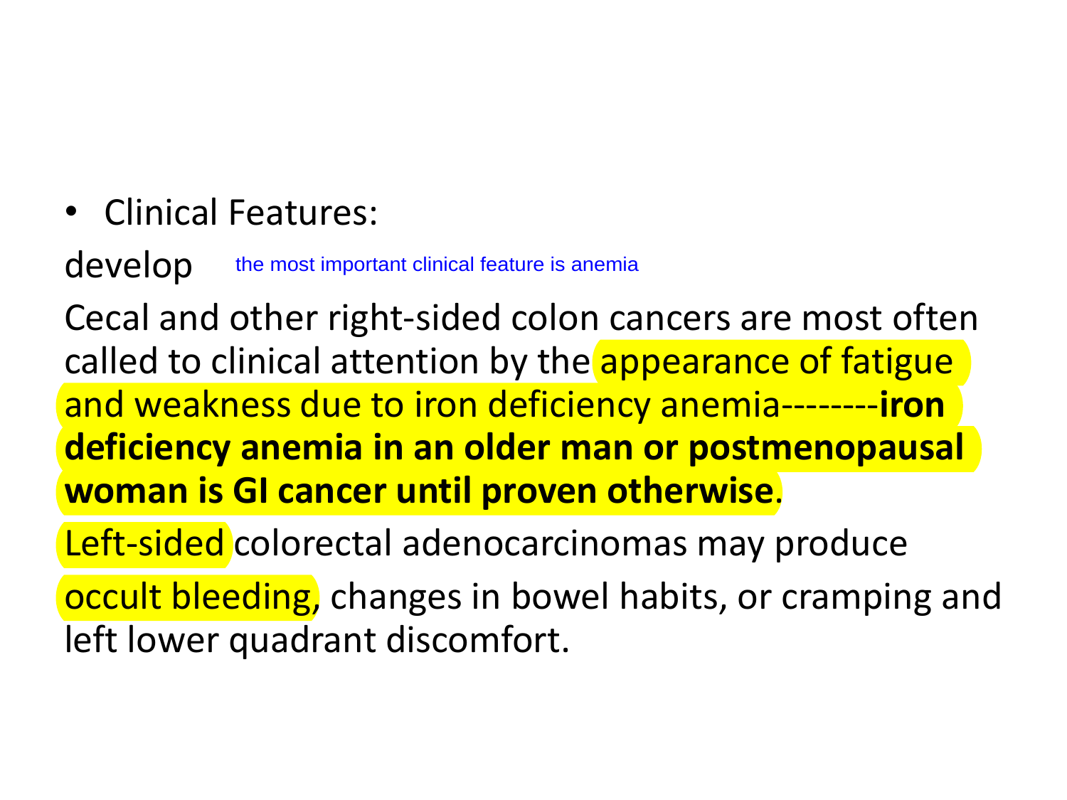- Clinical Features:

develop the most important clinical feature is anemia

Cecal and other right-sided colon cancers are most often called to clinical attention by the appearance of fatigue and weakness due to iron deficiency anemia--------**iron deficiency anemia in an older man or postmenopausal woman is GI cancer until proven otherwise**.

Left-sided colorectal adenocarcinomas may produce occult bleeding, changes in bowel habits, or cramping and left lower quadrant discomfort.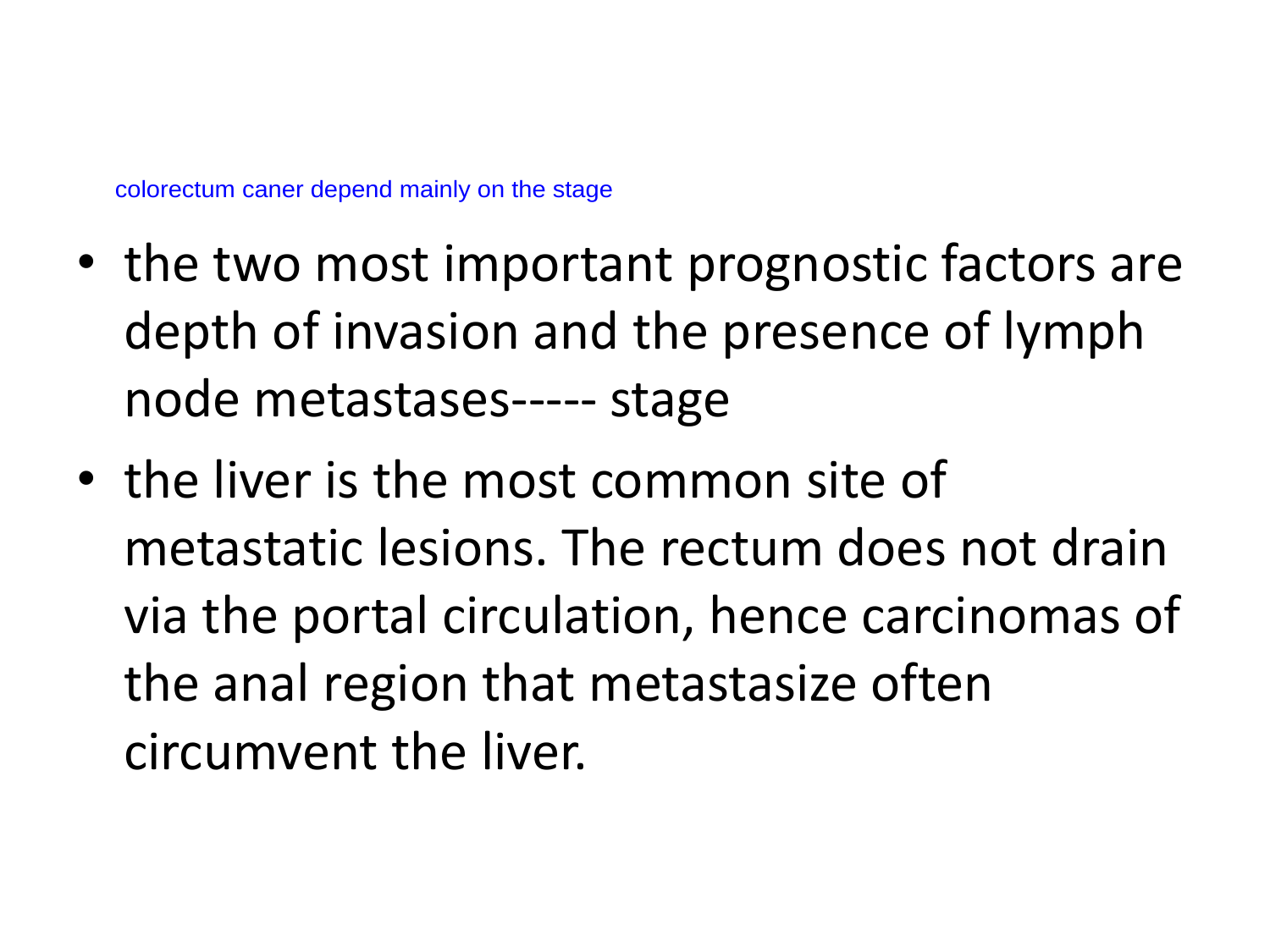colorectum caner depend mainly on the stage

- the two most important prognostic factors are depth of invasion and the presence of lymph node metastases----- stage
- the liver is the most common site of metastatic lesions. The rectum does not drain via the portal circulation, hence carcinomas of the anal region that metastasize often circumvent the liver.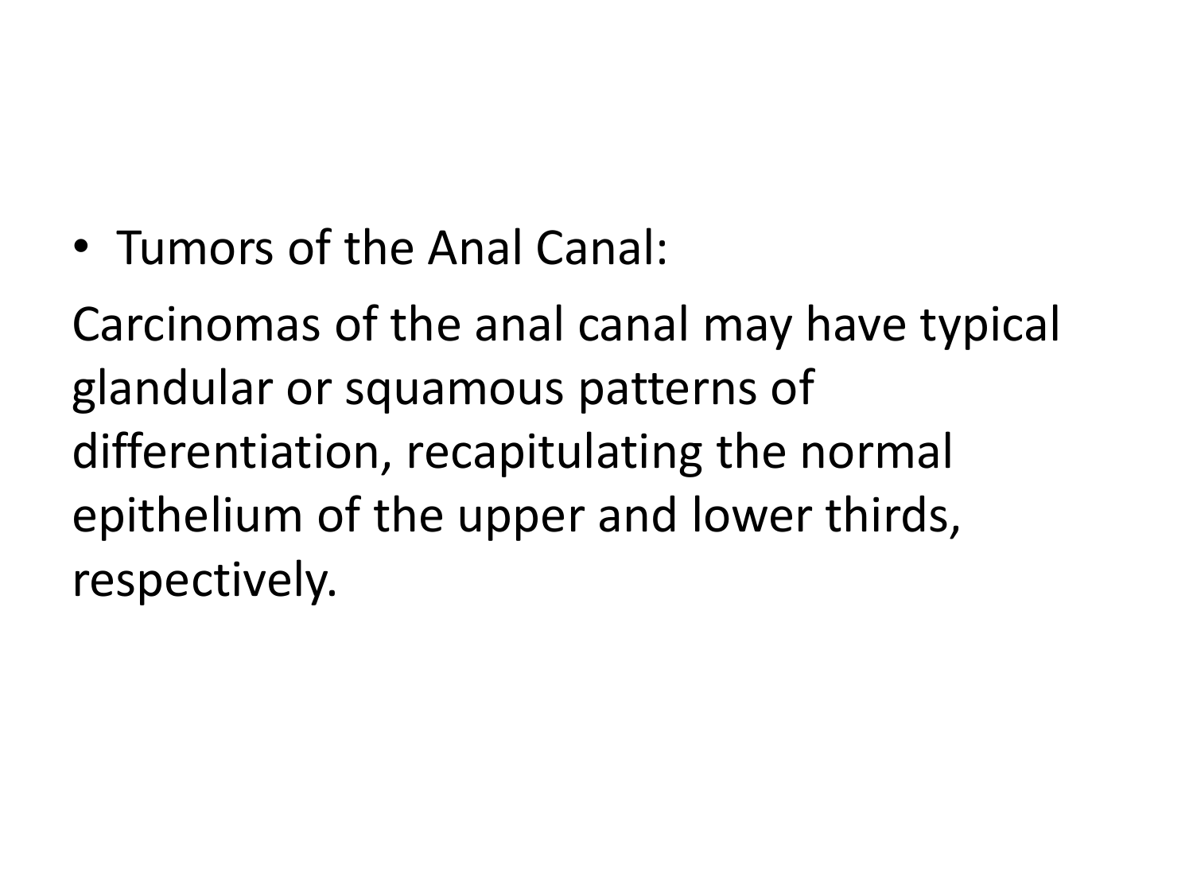- Tumors of the Anal Canal:

Carcinomas of the anal canal may have typical glandular or squamous patterns of differentiation, recapitulating the normal epithelium of the upper and lower thirds, respectively.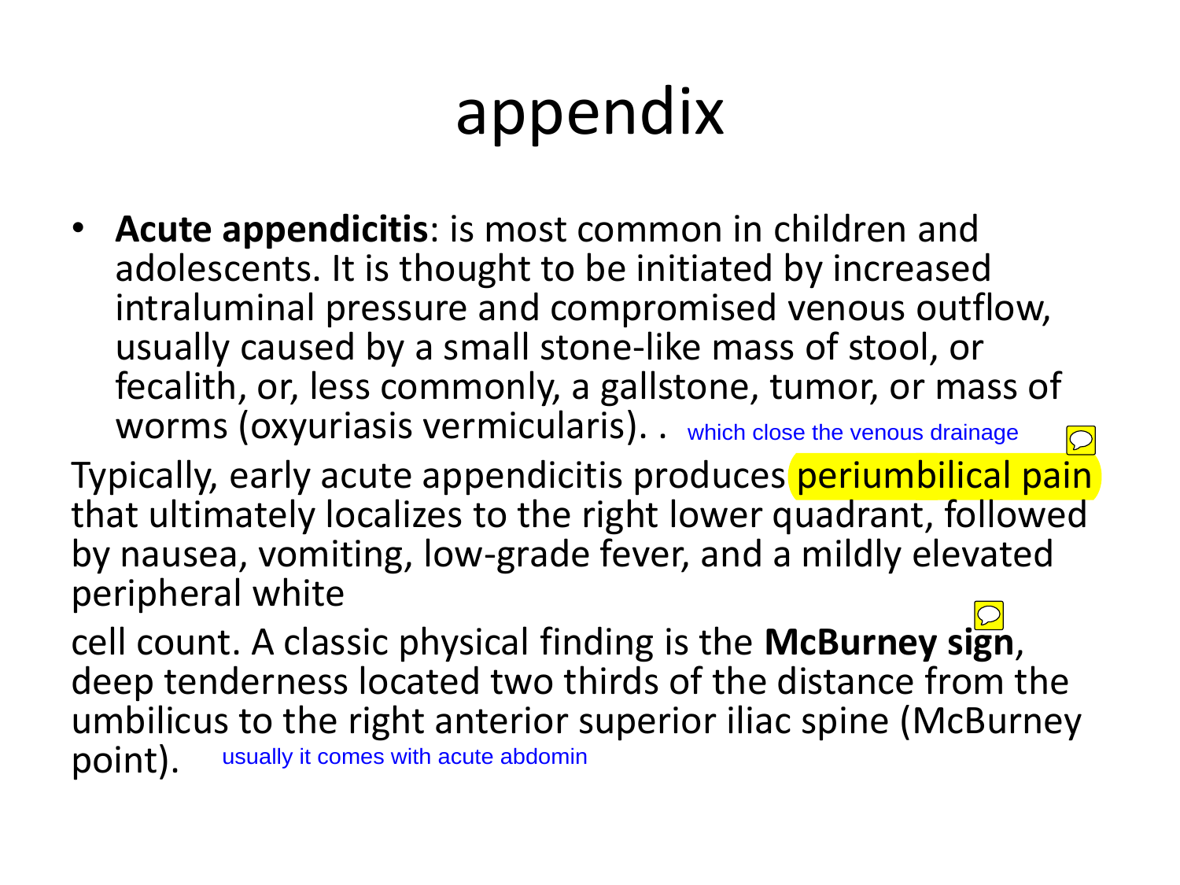# appendix

- **Acute appendicitis**: is most common in children and adolescents. It is thought to be initiated by increased intraluminal pressure and compromised venous outflow, usually caused by a small stone-like mass of stool, or fecalith, or, less commonly, a gallstone, tumor, or mass of worms (oxyuriasis vermicularis). . which close the venous drainage

Typically, early acute appendicitis produces periumbilical pain that ultimately localizes to the right lower quadrant, followed by nausea, vomiting, low-grade fever, and a mildly elevated peripheral white

cell count. A classic physical finding is the **McBurney sign**, deep tenderness located two thirds of the distance from the umbilicus to the right anterior superior iliac spine (McBurney point). usually it comes with acute abdomin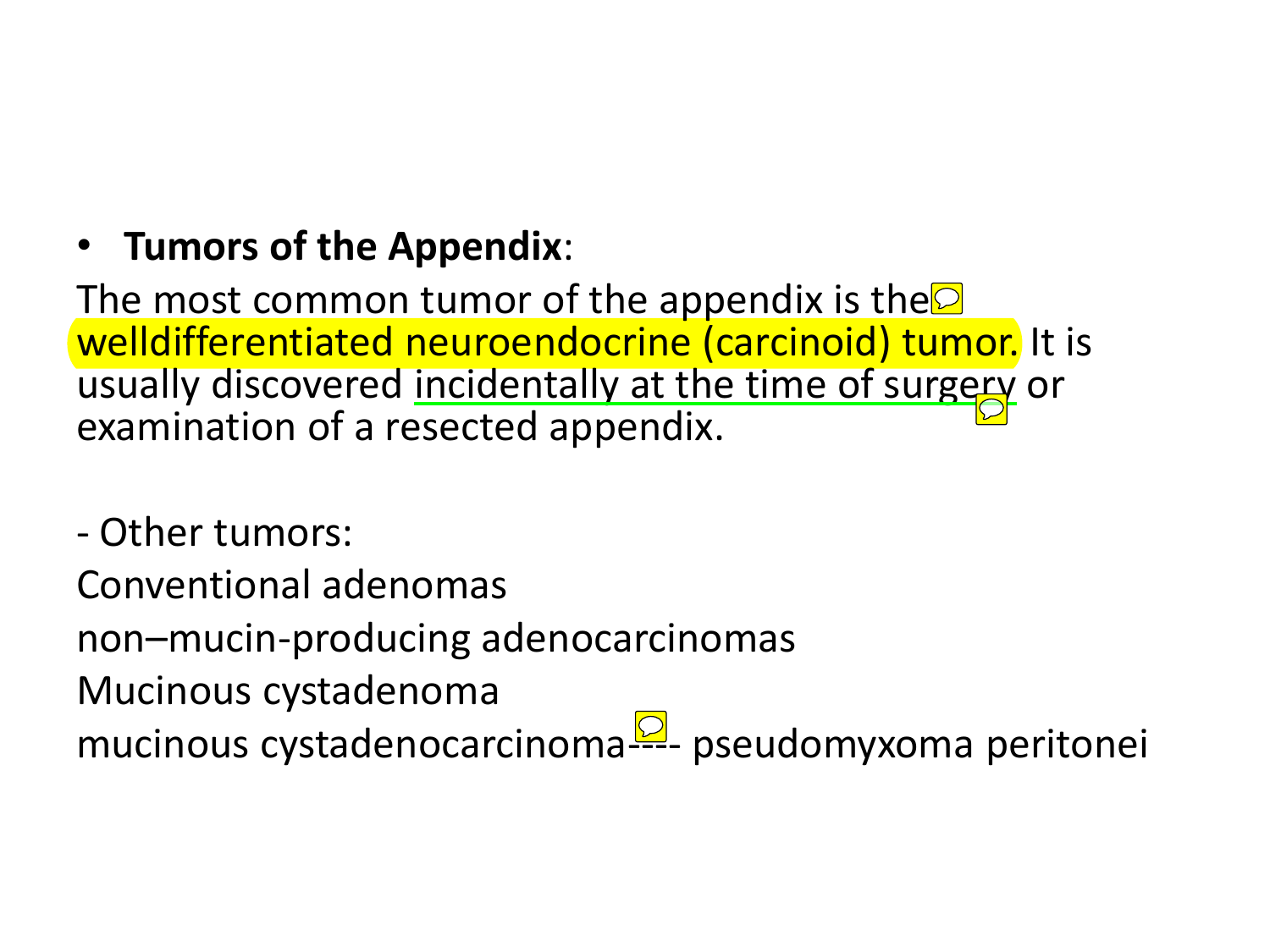- **Tumors of the Appendix**:

The most common tumor of the appendix is the welldifferentiated neuroendocrine (carcinoid) tumor. It is usually discovered incidentally at the time of surgery or examination of a resected appendix.

- Other tumors:

Conventional adenomas

non–mucin-producing adenocarcinomas

Mucinous cystadenoma

mucinous cystadenocarcinoma---- pseudomyxoma peritonei